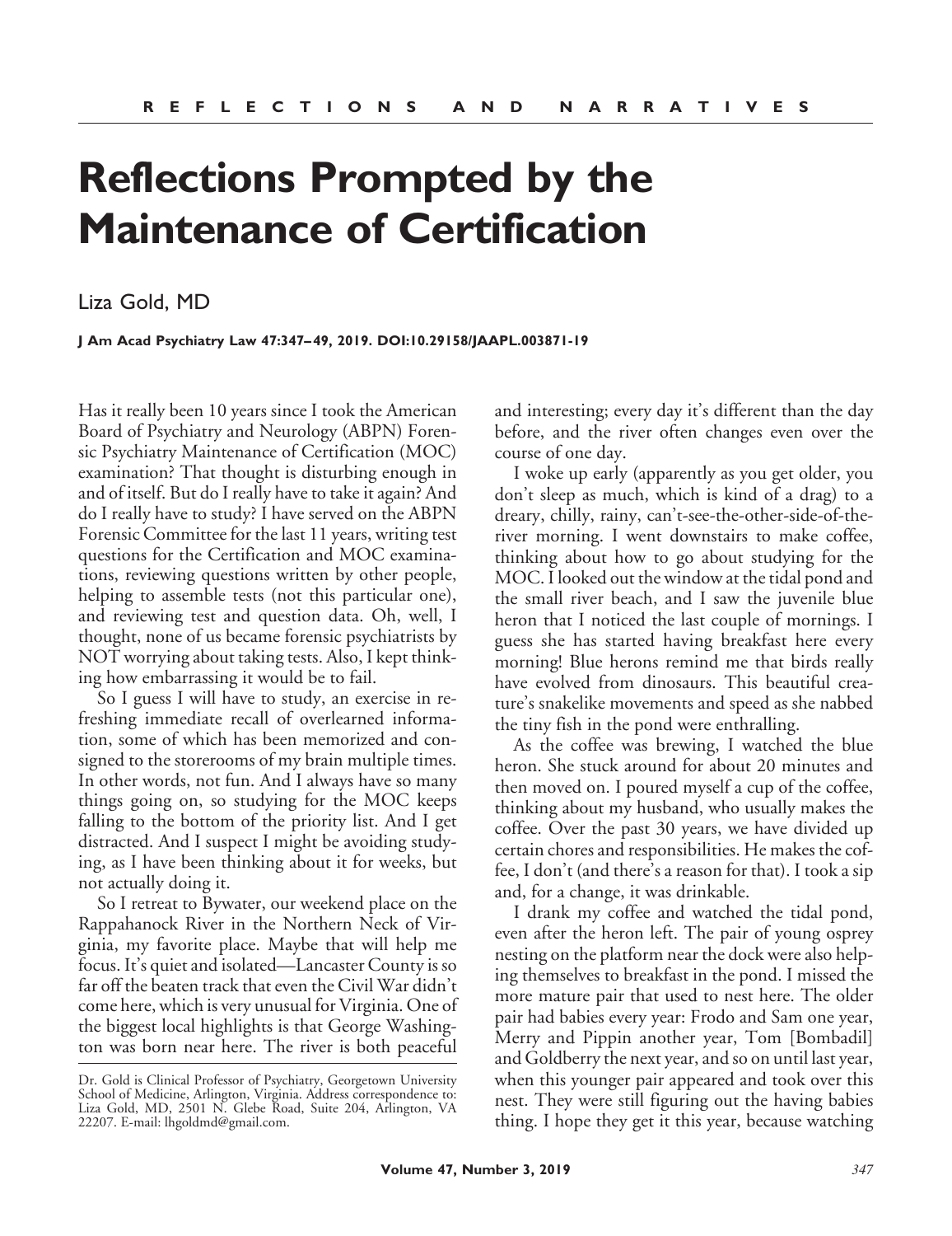# Reflections Prompted by the Maintenance of Certification

Liza Gold, MD

**J Am Acad Psychiatry Law 47:347–49, 2019. DOI:10.29158/JAAPL.003871-19**

Has it really been 10 years since I took the American Board of Psychiatry and Neurology (ABPN) Forensic Psychiatry Maintenance of Certification (MOC) examination? That thought is disturbing enough in and of itself. But do I really have to take it again? And do I really have to study? I have served on the ABPN Forensic Committee for the last 11 years, writing test questions for the Certification and MOC examinations, reviewing questions written by other people, helping to assemble tests (not this particular one), and reviewing test and question data. Oh, well, I thought, none of us became forensic psychiatrists by NOT worrying about taking tests. Also, I kept thinking how embarrassing it would be to fail.

So I guess I will have to study, an exercise in refreshing immediate recall of overlearned information, some of which has been memorized and consigned to the storerooms of my brain multiple times. In other words, not fun. And I always have so many things going on, so studying for the MOC keeps falling to the bottom of the priority list. And I get distracted. And I suspect I might be avoiding studying, as I have been thinking about it for weeks, but not actually doing it.

So I retreat to Bywater, our weekend place on the Rappahanock River in the Northern Neck of Virginia, my favorite place. Maybe that will help me focus. It's quiet and isolated—Lancaster County is so far off the beaten track that even the Civil War didn't come here, which is very unusual for Virginia. One of the biggest local highlights is that George Washington was born near here. The river is both peaceful and interesting; every day it's different than the day before, and the river often changes even over the course of one day.

I woke up early (apparently as you get older, you don't sleep as much, which is kind of a drag) to a dreary, chilly, rainy, can't-see-the-other-side-of-the-river morning. I went downstairs to make coffee, thinking about how to go about studying for the MOC. I looked out the window at the tidal pond and the small river beach, and I saw the juvenile blue heron that I noticed the last couple of mornings. I guess she has started having breakfast here every morning! Blue herons remind me that birds really have evolved from dinosaurs. This beautiful creature's snakelike movements and speed as she nabbed the tiny fish in the pond were enthralling.

As the coffee was brewing, I watched the blue heron. She stuck around for about 20 minutes and then moved on. I poured myself a cup of the coffee, thinking about my husband, who usually makes the coffee. Over the past 30 years, we have divided up certain chores and responsibilities. He makes the coffee, I don't (and there's a reason for that). I took a sip and, for a change, it was drinkable.

I drank my coffee and watched the tidal pond, even after the heron left. The pair of young osprey nesting on the platform near the dock were also helping themselves to breakfast in the pond. I missed the more mature pair that used to nest here. The older pair had babies every year: Frodo and Sam one year, Merry and Pippin another year, Tom [Bombadil] and Goldberry the next year, and so on until last year, when this younger pair appeared and took over this nest. They were still figuring out the having babies thing. I hope they get it this year, because watching

Dr. Gold is Clinical Professor of Psychiatry, Georgetown University School of Medicine, Arlington, Virginia. Address correspondence to: Liza Gold, MD, 2501 N. Glebe Road, Suite 204, Arlington, VA 22207. E-mail: lhgoldmd@gmail.com.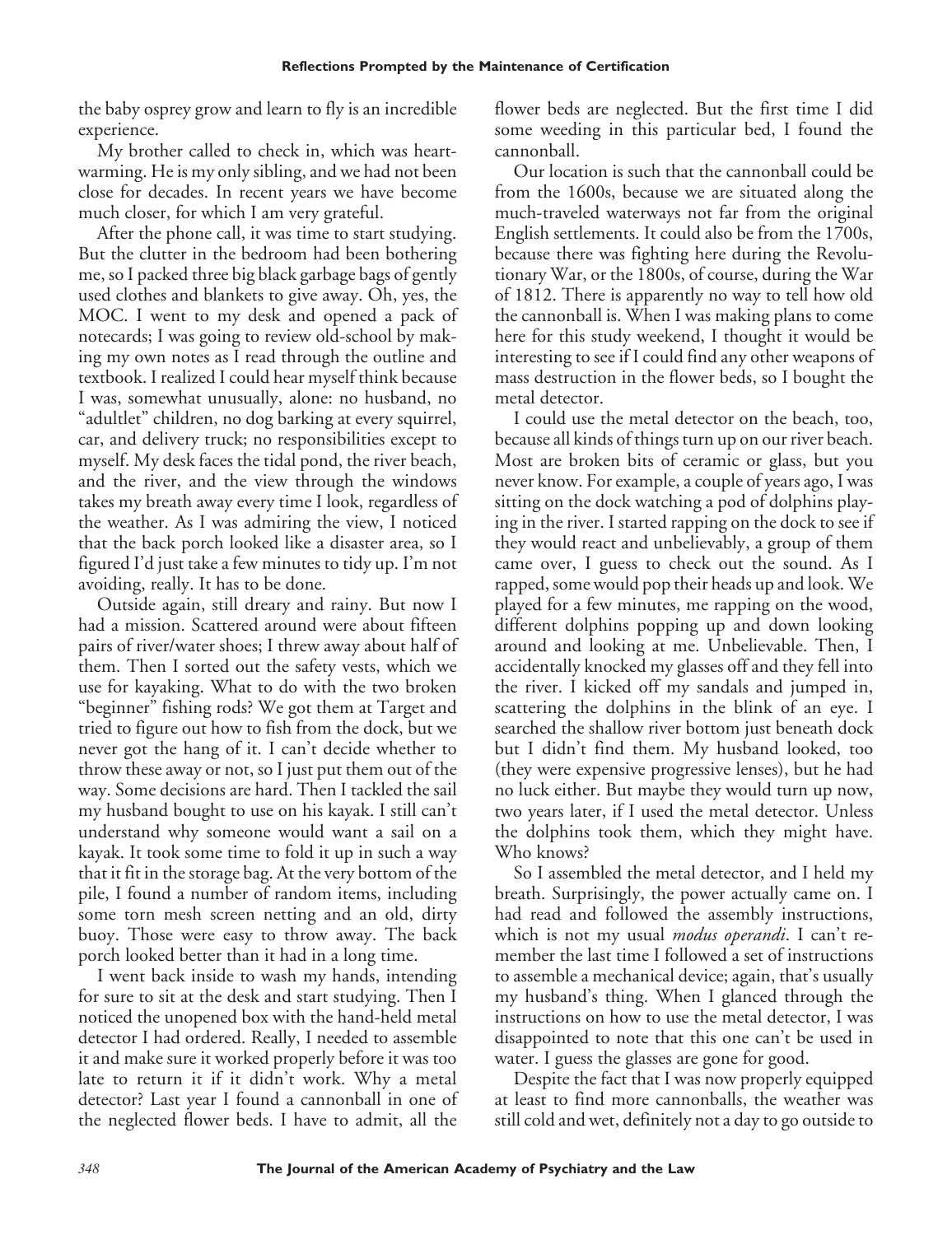the baby osprey grow and learn to fly is an incredible experience.

My brother called to check in, which was heartwarming. He is my only sibling, and we had not been close for decades. In recent years we have become much closer, for which I am very grateful.

After the phone call, it was time to start studying. But the clutter in the bedroom had been bothering me, so I packed three big black garbage bags of gently used clothes and blankets to give away. Oh, yes, the MOC. I went to my desk and opened a pack of notecards; I was going to review old-school by making my own notes as I read through the outline and textbook. I realized I could hear myself think because I was, somewhat unusually, alone: no husband, no "adultlet" children, no dog barking at every squirrel, car, and delivery truck; no responsibilities except to myself. My desk faces the tidal pond, the river beach, and the river, and the view through the windows takes my breath away every time I look, regardless of the weather. As I was admiring the view, I noticed that the back porch looked like a disaster area, so I figured I'd just take a few minutes to tidy up. I'm not avoiding, really. It has to be done.

Outside again, still dreary and rainy. But now I had a mission. Scattered around were about fifteen pairs of river/water shoes; I threw away about half of them. Then I sorted out the safety vests, which we use for kayaking. What to do with the two broken "beginner" fishing rods? We got them at Target and tried to figure out how to fish from the dock, but we never got the hang of it. I can't decide whether to throw these away or not, so I just put them out of the way. Some decisions are hard. Then I tackled the sail my husband bought to use on his kayak. I still can't understand why someone would want a sail on a kayak. It took some time to fold it up in such a way that it fit in the storage bag. At the very bottom of the pile, I found a number of random items, including some torn mesh screen netting and an old, dirty buoy. Those were easy to throw away. The back porch looked better than it had in a long time.

I went back inside to wash my hands, intending for sure to sit at the desk and start studying. Then I noticed the unopened box with the hand-held metal detector I had ordered. Really, I needed to assemble it and make sure it worked properly before it was too late to return it if it didn't work. Why a metal detector? Last year I found a cannonball in one of the neglected flower beds. I have to admit, all the flower beds are neglected. But the first time I did some weeding in this particular bed, I found the cannonball.

Our location is such that the cannonball could be from the 1600s, because we are situated along the much-traveled waterways not far from the original English settlements. It could also be from the 1700s, because there was fighting here during the Revolutionary War, or the 1800s, of course, during the War of 1812. There is apparently no way to tell how old the cannonball is. When I was making plans to come here for this study weekend, I thought it would be interesting to see if I could find any other weapons of mass destruction in the flower beds, so I bought the metal detector.

I could use the metal detector on the beach, too, because all kinds of things turn up on our river beach. Most are broken bits of ceramic or glass, but you never know. For example, a couple of years ago, I was sitting on the dock watching a pod of dolphins playing in the river. I started rapping on the dock to see if they would react and unbelievably, a group of them came over, I guess to check out the sound. As I rapped, some would pop their heads up and look. We played for a few minutes, me rapping on the wood, different dolphins popping up and down looking around and looking at me. Unbelievable. Then, I accidentally knocked my glasses off and they fell into the river. I kicked off my sandals and jumped in, scattering the dolphins in the blink of an eye. I searched the shallow river bottom just beneath dock but I didn't find them. My husband looked, too (they were expensive progressive lenses), but he had no luck either. But maybe they would turn up now, two years later, if I used the metal detector. Unless the dolphins took them, which they might have. Who knows?

So I assembled the metal detector, and I held my breath. Surprisingly, the power actually came on. I had read and followed the assembly instructions, which is not my usual *modus operandi*. I can't remember the last time I followed a set of instructions to assemble a mechanical device; again, that's usually my husband's thing. When I glanced through the instructions on how to use the metal detector, I was disappointed to note that this one can't be used in water. I guess the glasses are gone for good.

Despite the fact that I was now properly equipped at least to find more cannonballs, the weather was still cold and wet, definitely not a day to go outside to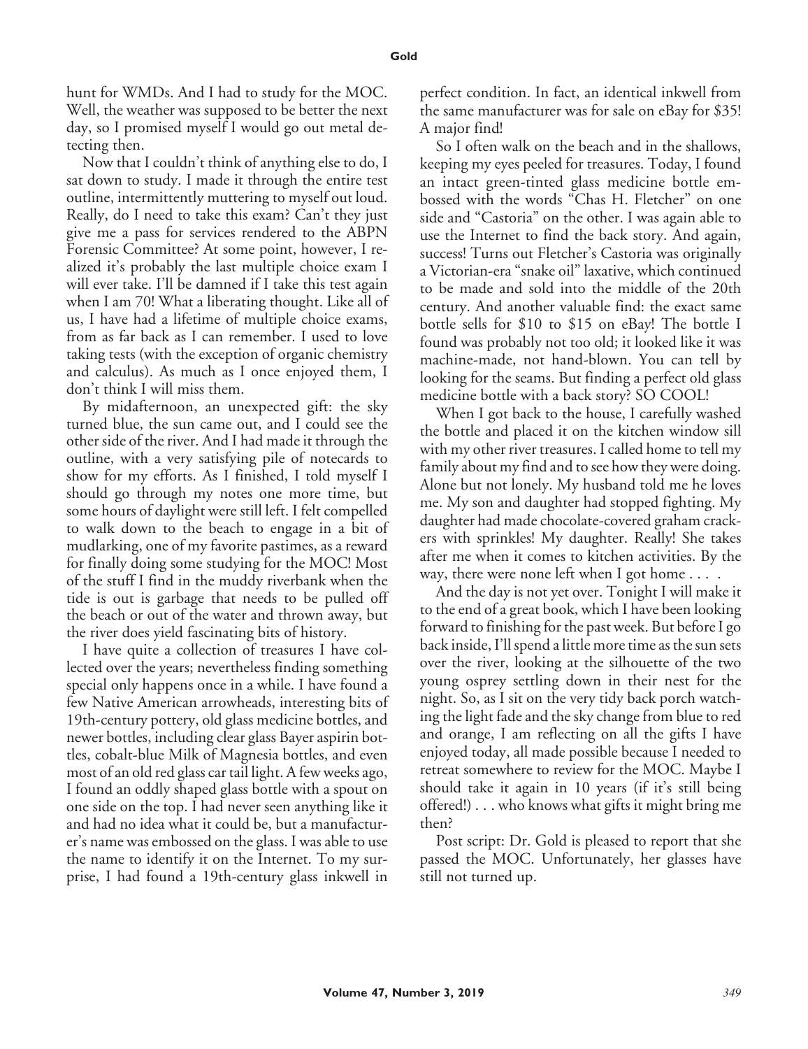hunt for WMDs. And I had to study for the MOC. Well, the weather was supposed to be better the next day, so I promised myself I would go out metal detecting then.

Now that I couldn't think of anything else to do, I sat down to study. I made it through the entire test outline, intermittently muttering to myself out loud. Really, do I need to take this exam? Can't they just give me a pass for services rendered to the ABPN Forensic Committee? At some point, however, I realized it's probably the last multiple choice exam I will ever take. I'll be damned if I take this test again when I am 70! What a liberating thought. Like all of us, I have had a lifetime of multiple choice exams, from as far back as I can remember. I used to love taking tests (with the exception of organic chemistry and calculus). As much as I once enjoyed them, I don't think I will miss them.

By midafternoon, an unexpected gift: the sky turned blue, the sun came out, and I could see the other side of the river. And I had made it through the outline, with a very satisfying pile of notecards to show for my efforts. As I finished, I told myself I should go through my notes one more time, but some hours of daylight were still left. I felt compelled to walk down to the beach to engage in a bit of mudlarking, one of my favorite pastimes, as a reward for finally doing some studying for the MOC! Most of the stuff I find in the muddy riverbank when the tide is out is garbage that needs to be pulled off the beach or out of the water and thrown away, but the river does yield fascinating bits of history.

I have quite a collection of treasures I have collected over the years; nevertheless finding something special only happens once in a while. I have found a few Native American arrowheads, interesting bits of 19th-century pottery, old glass medicine bottles, and newer bottles, including clear glass Bayer aspirin bottles, cobalt-blue Milk of Magnesia bottles, and even most of an old red glass car tail light. A few weeks ago, I found an oddly shaped glass bottle with a spout on one side on the top. I had never seen anything like it and had no idea what it could be, but a manufacturer's name was embossed on the glass. I was able to use the name to identify it on the Internet. To my surprise, I had found a 19th-century glass inkwell in perfect condition. In fact, an identical inkwell from the same manufacturer was for sale on eBay for $35! A major find!

So I often walk on the beach and in the shallows, keeping my eyes peeled for treasures. Today, I found an intact green-tinted glass medicine bottle embossed with the words "Chas H. Fletcher" on one side and "Castoria" on the other. I was again able to use the Internet to find the back story. And again, success! Turns out Fletcher's Castoria was originally a Victorian-era "snake oil" laxative, which continued to be made and sold into the middle of the 20th century. And another valuable find: the exact same bottle sells for $10 to $15 on eBay! The bottle I found was probably not too old; it looked like it was machine-made, not hand-blown. You can tell by looking for the seams. But finding a perfect old glass medicine bottle with a back story? SO COOL!

When I got back to the house, I carefully washed the bottle and placed it on the kitchen window sill with my other river treasures. I called home to tell my family about my find and to see how they were doing. Alone but not lonely. My husband told me he loves me. My son and daughter had stopped fighting. My daughter had made chocolate-covered graham crackers with sprinkles! My daughter. Really! She takes after me when it comes to kitchen activities. By the way, there were none left when I got home . . . .

And the day is not yet over. Tonight I will make it to the end of a great book, which I have been looking forward to finishing for the past week. But before I go back inside, I'll spend a little more time as the sun sets over the river, looking at the silhouette of the two young osprey settling down in their nest for the night. So, as I sit on the very tidy back porch watching the light fade and the sky change from blue to red and orange, I am reflecting on all the gifts I have enjoyed today, all made possible because I needed to retreat somewhere to review for the MOC. Maybe I should take it again in 10 years (if it's still being offered!) . . . who knows what gifts it might bring me then?

Post script: Dr. Gold is pleased to report that she passed the MOC. Unfortunately, her glasses have still not turned up.